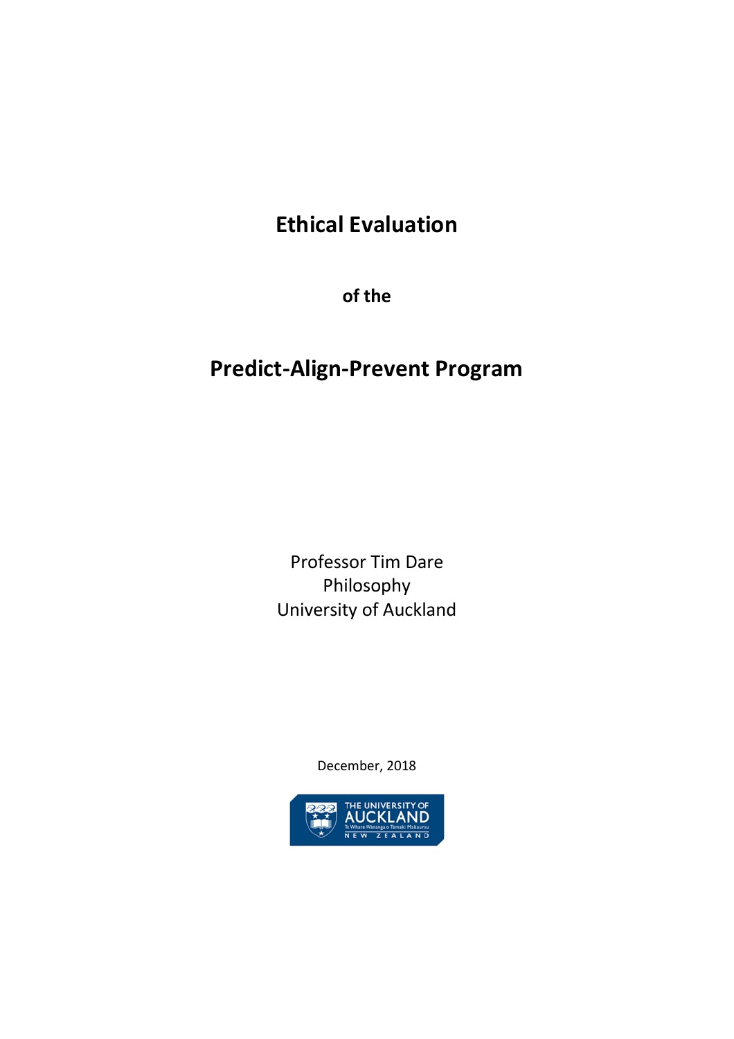# Ethical Evaluation

**of the**

# Predict-Align-Prevent Program

Professor Tim Dare
Philosophy
University of Auckland

December, 2018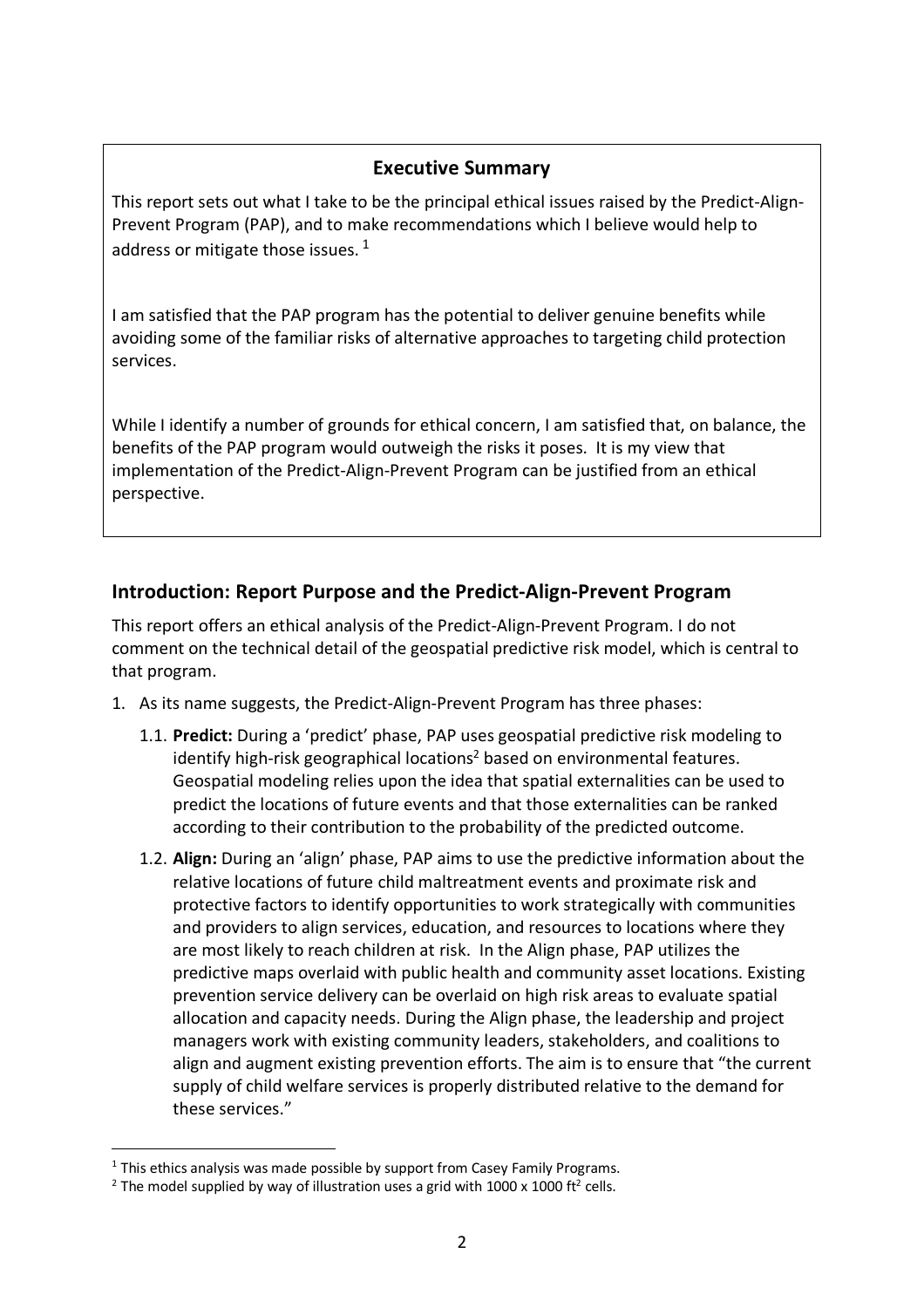## Executive Summary

This report sets out what I take to be the principal ethical issues raised by the Predict-Align-Prevent Program (PAP), and to make recommendations which I believe would help to address or mitigate those issues. [1]

I am satisfied that the PAP program has the potential to deliver genuine benefits while avoiding some of the familiar risks of alternative approaches to targeting child protection services.

While I identify a number of grounds for ethical concern, I am satisfied that, on balance, the benefits of the PAP program would outweigh the risks it poses. It is my view that implementation of the Predict-Align-Prevent Program can be justified from an ethical perspective.

## Introduction: Report Purpose and the Predict-Align-Prevent Program

This report offers an ethical analysis of the Predict-Align-Prevent Program. I do not comment on the technical detail of the geospatial predictive risk model, which is central to that program.

1. As its name suggests, the Predict-Align-Prevent Program has three phases:
   - 1.1. **Predict:** During a 'predict' phase, PAP uses geospatial predictive risk modeling to identify high-risk geographical locations[2] based on environmental features. Geospatial modeling relies upon the idea that spatial externalities can be used to predict the locations of future events and that those externalities can be ranked according to their contribution to the probability of the predicted outcome.
   - 1.2. **Align:** During an 'align' phase, PAP aims to use the predictive information about the relative locations of future child maltreatment events and proximate risk and protective factors to identify opportunities to work strategically with communities and providers to align services, education, and resources to locations where they are most likely to reach children at risk. In the Align phase, PAP utilizes the predictive maps overlaid with public health and community asset locations. Existing prevention service delivery can be overlaid on high risk areas to evaluate spatial allocation and capacity needs. During the Align phase, the leadership and project managers work with existing community leaders, stakeholders, and coalitions to align and augment existing prevention efforts. The aim is to ensure that "the current supply of child welfare services is properly distributed relative to the demand for these services."

[1] This ethics analysis was made possible by support from Casey Family Programs.

[2] The model supplied by way of illustration uses a grid with 1000 x 1000 $ft^2$ cells.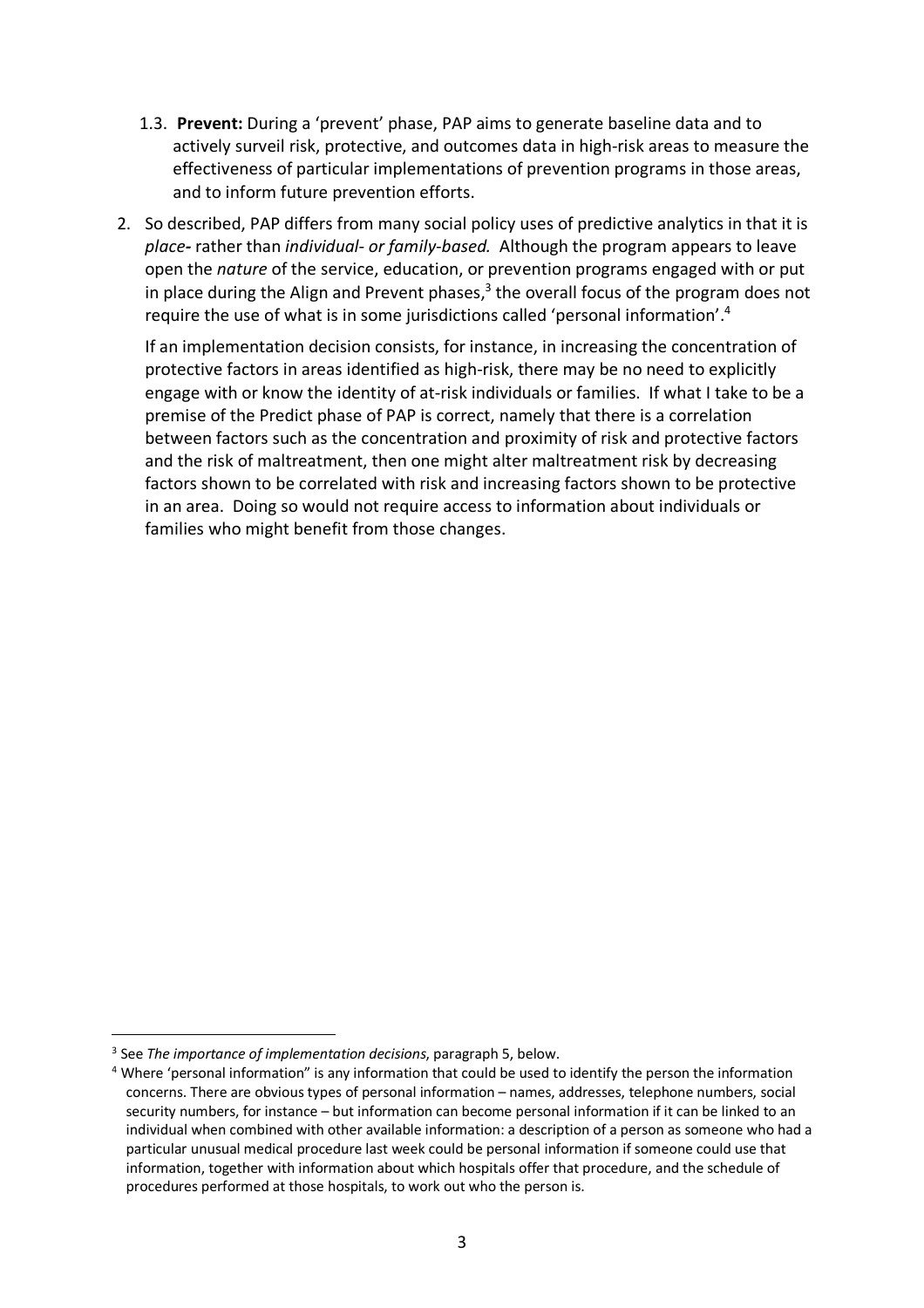1.3. **Prevent:** During a 'prevent' phase, PAP aims to generate baseline data and to actively surveil risk, protective, and outcomes data in high-risk areas to measure the effectiveness of particular implementations of prevention programs in those areas, and to inform future prevention efforts.

2. So described, PAP differs from many social policy uses of predictive analytics in that it is *place***-** rather than *individual- or family-based.* Although the program appears to leave open the *nature* of the service, education, or prevention programs engaged with or put in place during the Align and Prevent phases,[3] the overall focus of the program does not require the use of what is in some jurisdictions called 'personal information'.[4]

   If an implementation decision consists, for instance, in increasing the concentration of protective factors in areas identified as high-risk, there may be no need to explicitly engage with or know the identity of at-risk individuals or families. If what I take to be a premise of the Predict phase of PAP is correct, namely that there is a correlation between factors such as the concentration and proximity of risk and protective factors and the risk of maltreatment, then one might alter maltreatment risk by decreasing factors shown to be correlated with risk and increasing factors shown to be protective in an area. Doing so would not require access to information about individuals or families who might benefit from those changes.

---

[3] See *The importance of implementation decisions*, paragraph 5, below.

[4] Where 'personal information" is any information that could be used to identify the person the information concerns. There are obvious types of personal information – names, addresses, telephone numbers, social security numbers, for instance – but information can become personal information if it can be linked to an individual when combined with other available information: a description of a person as someone who had a particular unusual medical procedure last week could be personal information if someone could use that information, together with information about which hospitals offer that procedure, and the schedule of procedures performed at those hospitals, to work out who the person is.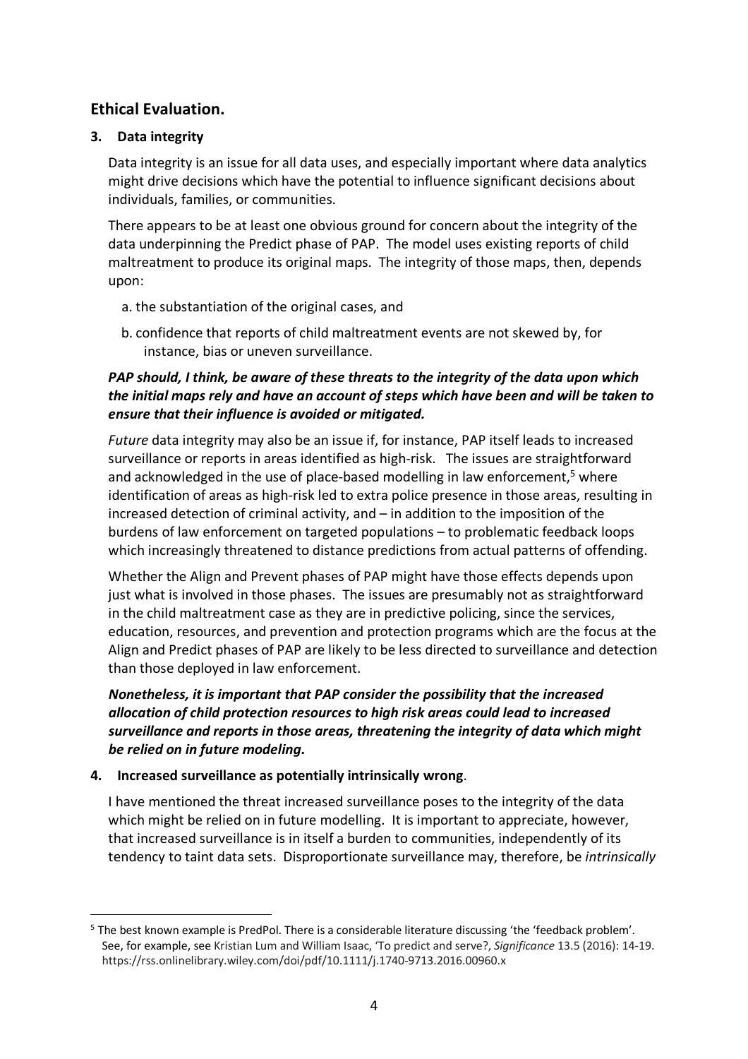## Ethical Evaluation.

### 3. Data integrity

Data integrity is an issue for all data uses, and especially important where data analytics might drive decisions which have the potential to influence significant decisions about individuals, families, or communities.

There appears to be at least one obvious ground for concern about the integrity of the data underpinning the Predict phase of PAP. The model uses existing reports of child maltreatment to produce its original maps. The integrity of those maps, then, depends upon:

a. the substantiation of the original cases, and

b. confidence that reports of child maltreatment events are not skewed by, for instance, bias or uneven surveillance.

***PAP should, I think, be aware of these threats to the integrity of the data upon which the initial maps rely and have an account of steps which have been and will be taken to ensure that their influence is avoided or mitigated.***

*Future* data integrity may also be an issue if, for instance, PAP itself leads to increased surveillance or reports in areas identified as high-risk. The issues are straightforward and acknowledged in the use of place-based modelling in law enforcement,[5] where identification of areas as high-risk led to extra police presence in those areas, resulting in increased detection of criminal activity, and – in addition to the imposition of the burdens of law enforcement on targeted populations – to problematic feedback loops which increasingly threatened to distance predictions from actual patterns of offending.

Whether the Align and Prevent phases of PAP might have those effects depends upon just what is involved in those phases. The issues are presumably not as straightforward in the child maltreatment case as they are in predictive policing, since the services, education, resources, and prevention and protection programs which are the focus at the Align and Predict phases of PAP are likely to be less directed to surveillance and detection than those deployed in law enforcement.

***Nonetheless, it is important that PAP consider the possibility that the increased allocation of child protection resources to high risk areas could lead to increased surveillance and reports in those areas, threatening the integrity of data which might be relied on in future modeling.***

### 4. Increased surveillance as potentially intrinsically wrong.

I have mentioned the threat increased surveillance poses to the integrity of the data which might be relied on in future modelling. It is important to appreciate, however, that increased surveillance is in itself a burden to communities, independently of its tendency to taint data sets. Disproportionate surveillance may, therefore, be *intrinsically*

---

[5] The best known example is PredPol. There is a considerable literature discussing 'the 'feedback problem'. See, for example, see Kristian Lum and William Isaac, 'To predict and serve?, *Significance* 13.5 (2016): 14-19. https://rss.onlinelibrary.wiley.com/doi/pdf/10.1111/j.1740-9713.2016.00960.x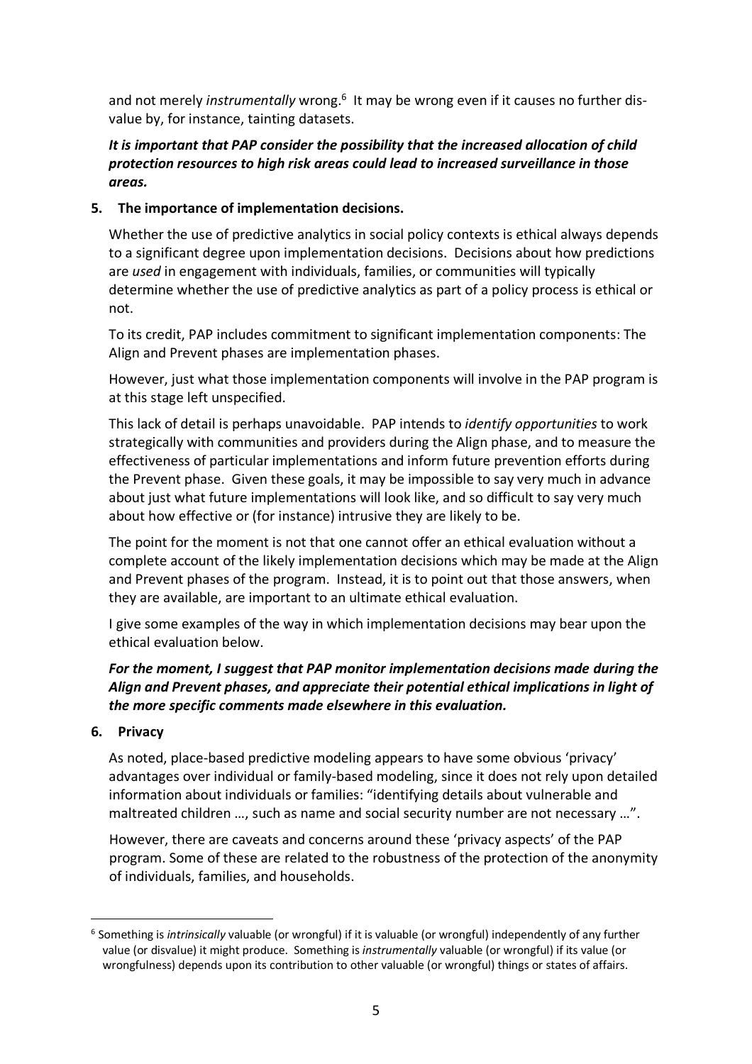and not merely *instrumentally* wrong.[6] It may be wrong even if it causes no further dis-value by, for instance, tainting datasets.

***It is important that PAP consider the possibility that the increased allocation of child protection resources to high risk areas could lead to increased surveillance in those areas.***

**5. The importance of implementation decisions.**

Whether the use of predictive analytics in social policy contexts is ethical always depends to a significant degree upon implementation decisions. Decisions about how predictions are *used* in engagement with individuals, families, or communities will typically determine whether the use of predictive analytics as part of a policy process is ethical or not.

To its credit, PAP includes commitment to significant implementation components: The Align and Prevent phases are implementation phases.

However, just what those implementation components will involve in the PAP program is at this stage left unspecified.

This lack of detail is perhaps unavoidable. PAP intends to *identify opportunities* to work strategically with communities and providers during the Align phase, and to measure the effectiveness of particular implementations and inform future prevention efforts during the Prevent phase. Given these goals, it may be impossible to say very much in advance about just what future implementations will look like, and so difficult to say very much about how effective or (for instance) intrusive they are likely to be.

The point for the moment is not that one cannot offer an ethical evaluation without a complete account of the likely implementation decisions which may be made at the Align and Prevent phases of the program. Instead, it is to point out that those answers, when they are available, are important to an ultimate ethical evaluation.

I give some examples of the way in which implementation decisions may bear upon the ethical evaluation below.

***For the moment, I suggest that PAP monitor implementation decisions made during the Align and Prevent phases, and appreciate their potential ethical implications in light of the more specific comments made elsewhere in this evaluation.***

**6. Privacy**

As noted, place-based predictive modeling appears to have some obvious 'privacy' advantages over individual or family-based modeling, since it does not rely upon detailed information about individuals or families: "identifying details about vulnerable and maltreated children …, such as name and social security number are not necessary …".

However, there are caveats and concerns around these 'privacy aspects' of the PAP program. Some of these are related to the robustness of the protection of the anonymity of individuals, families, and households.

[6] Something is *intrinsically* valuable (or wrongful) if it is valuable (or wrongful) independently of any further value (or disvalue) it might produce. Something is *instrumentally* valuable (or wrongful) if its value (or wrongfulness) depends upon its contribution to other valuable (or wrongful) things or states of affairs.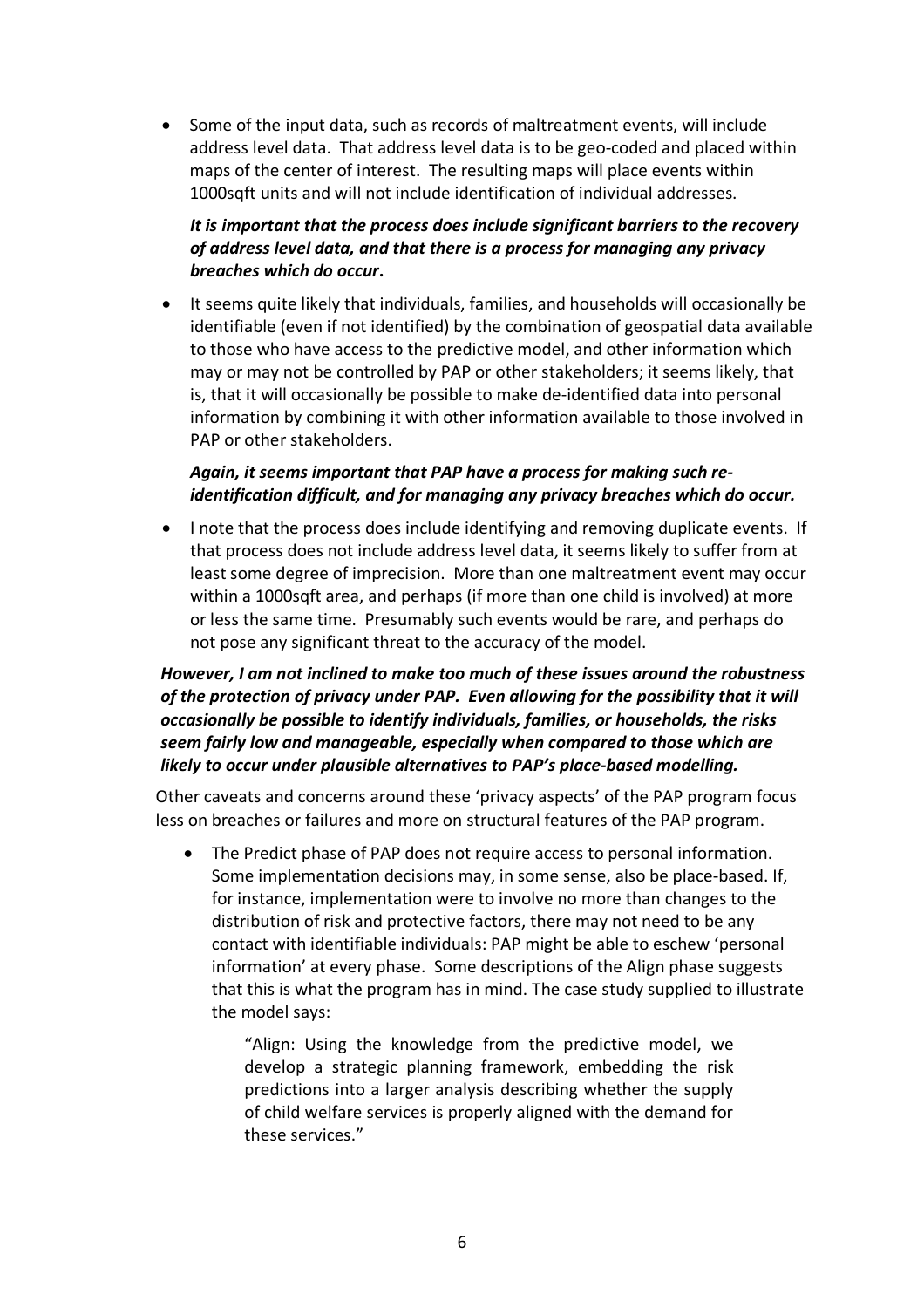- Some of the input data, such as records of maltreatment events, will include address level data. That address level data is to be geo-coded and placed within maps of the center of interest. The resulting maps will place events within 1000sqft units and will not include identification of individual addresses.

  ***It is important that the process does include significant barriers to the recovery of address level data, and that there is a process for managing any privacy breaches which do occur.***

- It seems quite likely that individuals, families, and households will occasionally be identifiable (even if not identified) by the combination of geospatial data available to those who have access to the predictive model, and other information which may or may not be controlled by PAP or other stakeholders; it seems likely, that is, that it will occasionally be possible to make de-identified data into personal information by combining it with other information available to those involved in PAP or other stakeholders.

  ***Again, it seems important that PAP have a process for making such re-identification difficult, and for managing any privacy breaches which do occur.***

- I note that the process does include identifying and removing duplicate events. If that process does not include address level data, it seems likely to suffer from at least some degree of imprecision. More than one maltreatment event may occur within a 1000sqft area, and perhaps (if more than one child is involved) at more or less the same time. Presumably such events would be rare, and perhaps do not pose any significant threat to the accuracy of the model.

***However, I am not inclined to make too much of these issues around the robustness of the protection of privacy under PAP. Even allowing for the possibility that it will occasionally be possible to identify individuals, families, or households, the risks seem fairly low and manageable, especially when compared to those which are likely to occur under plausible alternatives to PAP's place-based modelling.***

Other caveats and concerns around these 'privacy aspects' of the PAP program focus less on breaches or failures and more on structural features of the PAP program.

- The Predict phase of PAP does not require access to personal information. Some implementation decisions may, in some sense, also be place-based. If, for instance, implementation were to involve no more than changes to the distribution of risk and protective factors, there may not need to be any contact with identifiable individuals: PAP might be able to eschew 'personal information' at every phase. Some descriptions of the Align phase suggests that this is what the program has in mind. The case study supplied to illustrate the model says:

  > "Align: Using the knowledge from the predictive model, we develop a strategic planning framework, embedding the risk predictions into a larger analysis describing whether the supply of child welfare services is properly aligned with the demand for these services."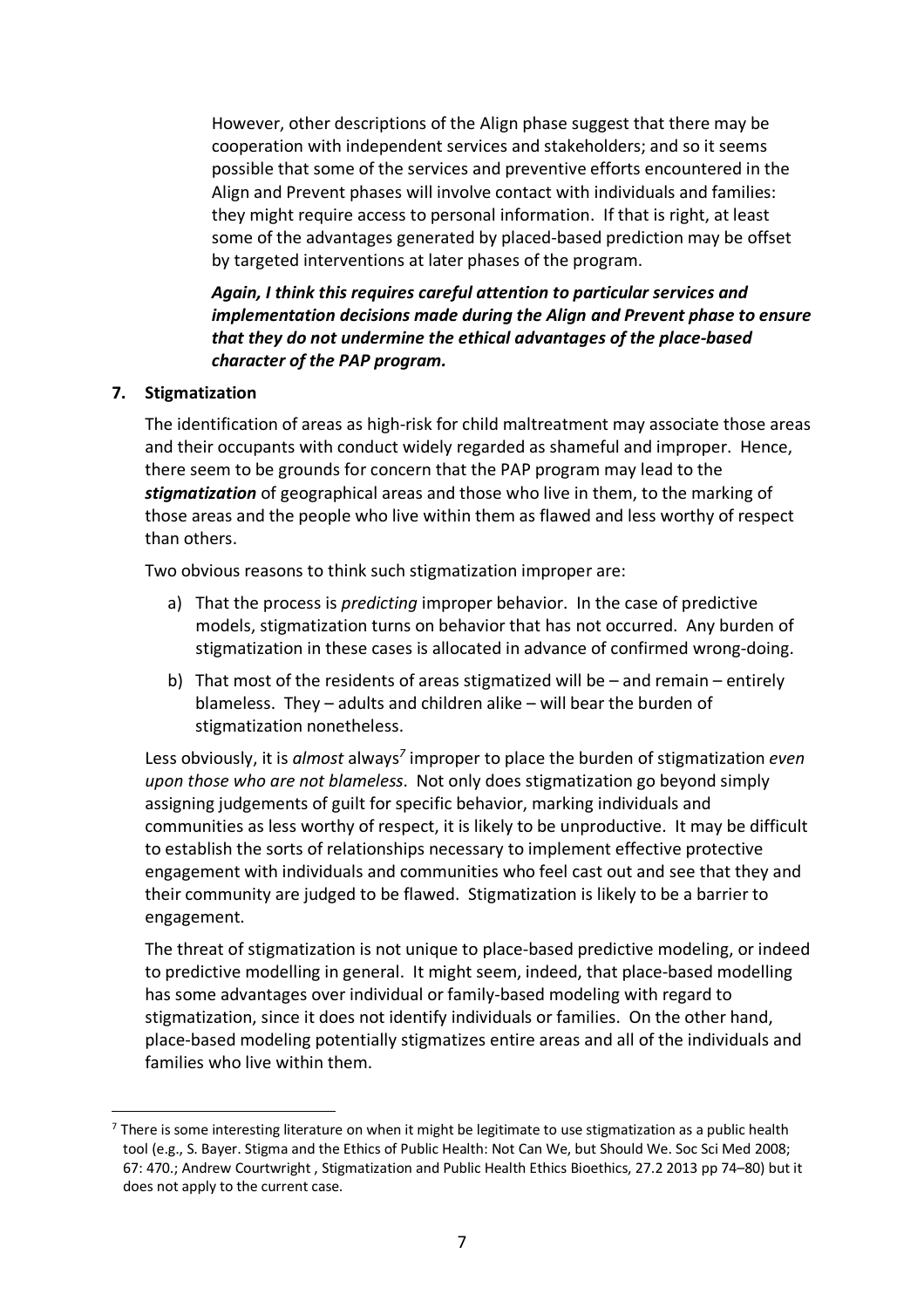However, other descriptions of the Align phase suggest that there may be cooperation with independent services and stakeholders; and so it seems possible that some of the services and preventive efforts encountered in the Align and Prevent phases will involve contact with individuals and families: they might require access to personal information. If that is right, at least some of the advantages generated by placed-based prediction may be offset by targeted interventions at later phases of the program.

***Again, I think this requires careful attention to particular services and implementation decisions made during the Align and Prevent phase to ensure that they do not undermine the ethical advantages of the place-based character of the PAP program.***

**7. Stigmatization**

The identification of areas as high-risk for child maltreatment may associate those areas and their occupants with conduct widely regarded as shameful and improper. Hence, there seem to be grounds for concern that the PAP program may lead to the ***stigmatization*** of geographical areas and those who live in them, to the marking of those areas and the people who live within them as flawed and less worthy of respect than others.

Two obvious reasons to think such stigmatization improper are:

a) That the process is *predicting* improper behavior. In the case of predictive models, stigmatization turns on behavior that has not occurred. Any burden of stigmatization in these cases is allocated in advance of confirmed wrong-doing.

b) That most of the residents of areas stigmatized will be – and remain – entirely blameless. They – adults and children alike – will bear the burden of stigmatization nonetheless.

Less obviously, it is *almost* always[7] improper to place the burden of stigmatization *even upon those who are not blameless*. Not only does stigmatization go beyond simply assigning judgements of guilt for specific behavior, marking individuals and communities as less worthy of respect, it is likely to be unproductive. It may be difficult to establish the sorts of relationships necessary to implement effective protective engagement with individuals and communities who feel cast out and see that they and their community are judged to be flawed. Stigmatization is likely to be a barrier to engagement.

The threat of stigmatization is not unique to place-based predictive modeling, or indeed to predictive modelling in general. It might seem, indeed, that place-based modelling has some advantages over individual or family-based modeling with regard to stigmatization, since it does not identify individuals or families. On the other hand, place-based modeling potentially stigmatizes entire areas and all of the individuals and families who live within them.

[7] There is some interesting literature on when it might be legitimate to use stigmatization as a public health tool (e.g., S. Bayer. Stigma and the Ethics of Public Health: Not Can We, but Should We. Soc Sci Med 2008; 67: 470.; Andrew Courtwright , Stigmatization and Public Health Ethics Bioethics, 27.2 2013 pp 74–80) but it does not apply to the current case.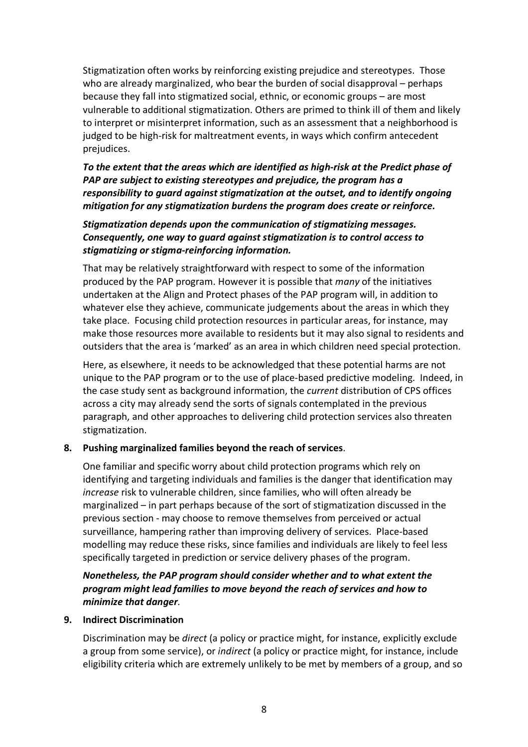Stigmatization often works by reinforcing existing prejudice and stereotypes. Those who are already marginalized, who bear the burden of social disapproval – perhaps because they fall into stigmatized social, ethnic, or economic groups – are most vulnerable to additional stigmatization. Others are primed to think ill of them and likely to interpret or misinterpret information, such as an assessment that a neighborhood is judged to be high-risk for maltreatment events, in ways which confirm antecedent prejudices.

***To the extent that the areas which are identified as high-risk at the Predict phase of PAP are subject to existing stereotypes and prejudice, the program has a responsibility to guard against stigmatization at the outset, and to identify ongoing mitigation for any stigmatization burdens the program does create or reinforce.***

***Stigmatization depends upon the communication of stigmatizing messages. Consequently, one way to guard against stigmatization is to control access to stigmatizing or stigma-reinforcing information.***

That may be relatively straightforward with respect to some of the information produced by the PAP program. However it is possible that *many* of the initiatives undertaken at the Align and Protect phases of the PAP program will, in addition to whatever else they achieve, communicate judgements about the areas in which they take place. Focusing child protection resources in particular areas, for instance, may make those resources more available to residents but it may also signal to residents and outsiders that the area is 'marked' as an area in which children need special protection.

Here, as elsewhere, it needs to be acknowledged that these potential harms are not unique to the PAP program or to the use of place-based predictive modeling. Indeed, in the case study sent as background information, the *current* distribution of CPS offices across a city may already send the sorts of signals contemplated in the previous paragraph, and other approaches to delivering child protection services also threaten stigmatization.

**8. Pushing marginalized families beyond the reach of services**.

One familiar and specific worry about child protection programs which rely on identifying and targeting individuals and families is the danger that identification may *increase* risk to vulnerable children, since families, who will often already be marginalized – in part perhaps because of the sort of stigmatization discussed in the previous section - may choose to remove themselves from perceived or actual surveillance, hampering rather than improving delivery of services. Place-based modelling may reduce these risks, since families and individuals are likely to feel less specifically targeted in prediction or service delivery phases of the program.

***Nonetheless, the PAP program should consider whether and to what extent the program might lead families to move beyond the reach of services and how to minimize that danger***.

**9. Indirect Discrimination**

Discrimination may be *direct* (a policy or practice might, for instance, explicitly exclude a group from some service), or *indirect* (a policy or practice might, for instance, include eligibility criteria which are extremely unlikely to be met by members of a group, and so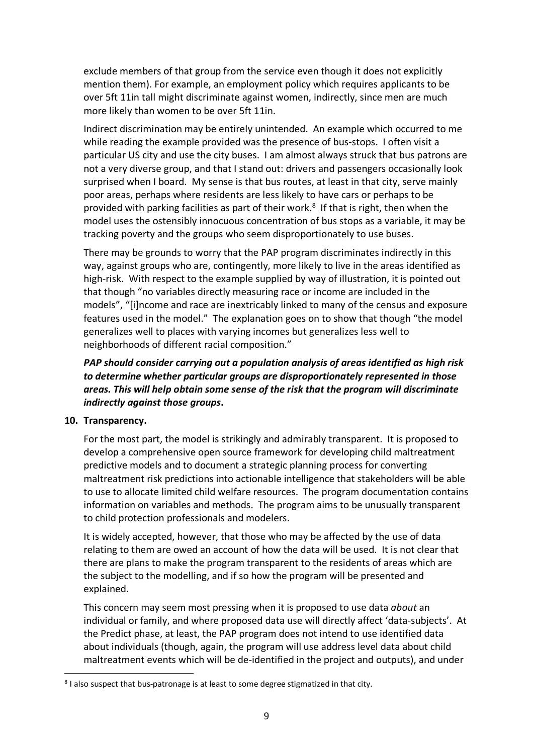exclude members of that group from the service even though it does not explicitly mention them). For example, an employment policy which requires applicants to be over 5ft 11in tall might discriminate against women, indirectly, since men are much more likely than women to be over 5ft 11in.

Indirect discrimination may be entirely unintended. An example which occurred to me while reading the example provided was the presence of bus-stops. I often visit a particular US city and use the city buses. I am almost always struck that bus patrons are not a very diverse group, and that I stand out: drivers and passengers occasionally look surprised when I board. My sense is that bus routes, at least in that city, serve mainly poor areas, perhaps where residents are less likely to have cars or perhaps to be provided with parking facilities as part of their work.[8] If that is right, then when the model uses the ostensibly innocuous concentration of bus stops as a variable, it may be tracking poverty and the groups who seem disproportionately to use buses.

There may be grounds to worry that the PAP program discriminates indirectly in this way, against groups who are, contingently, more likely to live in the areas identified as high-risk. With respect to the example supplied by way of illustration, it is pointed out that though "no variables directly measuring race or income are included in the models", "[i]ncome and race are inextricably linked to many of the census and exposure features used in the model." The explanation goes on to show that though "the model generalizes well to places with varying incomes but generalizes less well to neighborhoods of different racial composition."

***PAP should consider carrying out a population analysis of areas identified as high risk to determine whether particular groups are disproportionately represented in those areas. This will help obtain some sense of the risk that the program will discriminate indirectly against those groups*.**

**10. Transparency.**

For the most part, the model is strikingly and admirably transparent. It is proposed to develop a comprehensive open source framework for developing child maltreatment predictive models and to document a strategic planning process for converting maltreatment risk predictions into actionable intelligence that stakeholders will be able to use to allocate limited child welfare resources. The program documentation contains information on variables and methods. The program aims to be unusually transparent to child protection professionals and modelers.

It is widely accepted, however, that those who may be affected by the use of data relating to them are owed an account of how the data will be used. It is not clear that there are plans to make the program transparent to the residents of areas which are the subject to the modelling, and if so how the program will be presented and explained.

This concern may seem most pressing when it is proposed to use data *about* an individual or family, and where proposed data use will directly affect 'data-subjects'. At the Predict phase, at least, the PAP program does not intend to use identified data about individuals (though, again, the program will use address level data about child maltreatment events which will be de-identified in the project and outputs), and under

[8] I also suspect that bus-patronage is at least to some degree stigmatized in that city.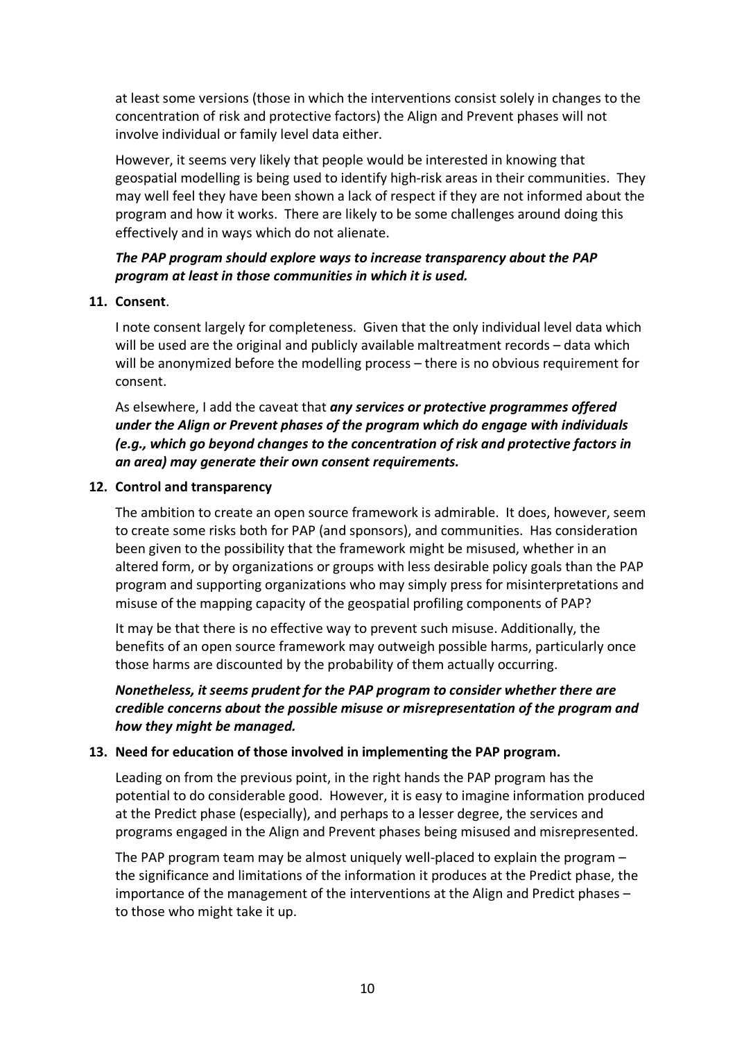at least some versions (those in which the interventions consist solely in changes to the concentration of risk and protective factors) the Align and Prevent phases will not involve individual or family level data either.

However, it seems very likely that people would be interested in knowing that geospatial modelling is being used to identify high-risk areas in their communities. They may well feel they have been shown a lack of respect if they are not informed about the program and how it works. There are likely to be some challenges around doing this effectively and in ways which do not alienate.

***The PAP program should explore ways to increase transparency about the PAP program at least in those communities in which it is used.***

**11. Consent**.

I note consent largely for completeness. Given that the only individual level data which will be used are the original and publicly available maltreatment records – data which will be anonymized before the modelling process – there is no obvious requirement for consent.

As elsewhere, I add the caveat that ***any services or protective programmes offered under the Align or Prevent phases of the program which do engage with individuals (e.g., which go beyond changes to the concentration of risk and protective factors in an area) may generate their own consent requirements.***

**12. Control and transparency**

The ambition to create an open source framework is admirable. It does, however, seem to create some risks both for PAP (and sponsors), and communities. Has consideration been given to the possibility that the framework might be misused, whether in an altered form, or by organizations or groups with less desirable policy goals than the PAP program and supporting organizations who may simply press for misinterpretations and misuse of the mapping capacity of the geospatial profiling components of PAP?

It may be that there is no effective way to prevent such misuse. Additionally, the benefits of an open source framework may outweigh possible harms, particularly once those harms are discounted by the probability of them actually occurring.

***Nonetheless, it seems prudent for the PAP program to consider whether there are credible concerns about the possible misuse or misrepresentation of the program and how they might be managed.***

**13. Need for education of those involved in implementing the PAP program.**

Leading on from the previous point, in the right hands the PAP program has the potential to do considerable good. However, it is easy to imagine information produced at the Predict phase (especially), and perhaps to a lesser degree, the services and programs engaged in the Align and Prevent phases being misused and misrepresented.

The PAP program team may be almost uniquely well-placed to explain the program – the significance and limitations of the information it produces at the Predict phase, the importance of the management of the interventions at the Align and Predict phases – to those who might take it up.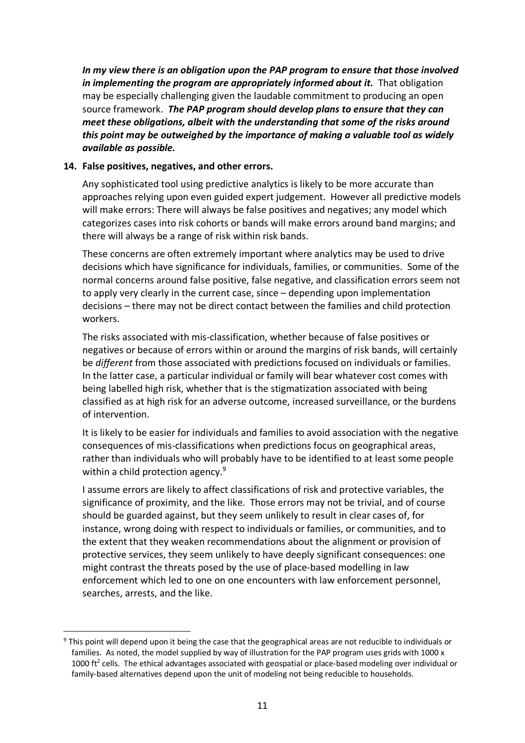***In my view there is an obligation upon the PAP program to ensure that those involved in implementing the program are appropriately informed about it.*** That obligation may be especially challenging given the laudable commitment to producing an open source framework. ***The PAP program should develop plans to ensure that they can meet these obligations, albeit with the understanding that some of the risks around this point may be outweighed by the importance of making a valuable tool as widely available as possible.***

**14. False positives, negatives, and other errors.**

Any sophisticated tool using predictive analytics is likely to be more accurate than approaches relying upon even guided expert judgement. However all predictive models will make errors: There will always be false positives and negatives; any model which categorizes cases into risk cohorts or bands will make errors around band margins; and there will always be a range of risk within risk bands.

These concerns are often extremely important where analytics may be used to drive decisions which have significance for individuals, families, or communities. Some of the normal concerns around false positive, false negative, and classification errors seem not to apply very clearly in the current case, since – depending upon implementation decisions – there may not be direct contact between the families and child protection workers.

The risks associated with mis-classification, whether because of false positives or negatives or because of errors within or around the margins of risk bands, will certainly be *different* from those associated with predictions focused on individuals or families. In the latter case, a particular individual or family will bear whatever cost comes with being labelled high risk, whether that is the stigmatization associated with being classified as at high risk for an adverse outcome, increased surveillance, or the burdens of intervention.

It is likely to be easier for individuals and families to avoid association with the negative consequences of mis-classifications when predictions focus on geographical areas, rather than individuals who will probably have to be identified to at least some people within a child protection agency.[9]

I assume errors are likely to affect classifications of risk and protective variables, the significance of proximity, and the like. Those errors may not be trivial, and of course should be guarded against, but they seem unlikely to result in clear cases of, for instance, wrong doing with respect to individuals or families, or communities, and to the extent that they weaken recommendations about the alignment or provision of protective services, they seem unlikely to have deeply significant consequences: one might contrast the threats posed by the use of place-based modelling in law enforcement which led to one on one encounters with law enforcement personnel, searches, arrests, and the like.

---

[9] This point will depend upon it being the case that the geographical areas are not reducible to individuals or families. As noted, the model supplied by way of illustration for the PAP program uses grids with 1000 x 1000 $ft^2$ cells. The ethical advantages associated with geospatial or place-based modeling over individual or family-based alternatives depend upon the unit of modeling not being reducible to households.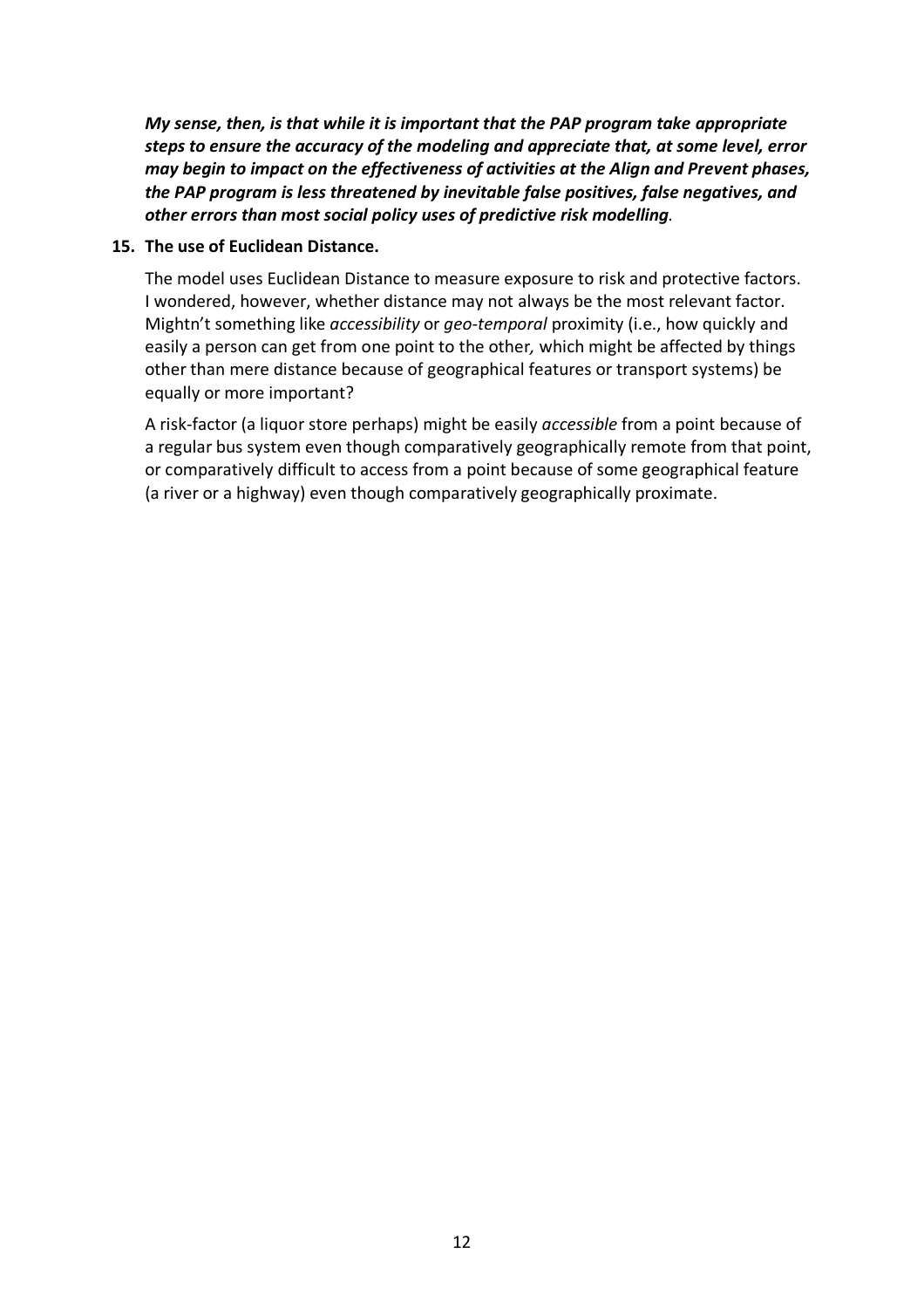***My sense, then, is that while it is important that the PAP program take appropriate steps to ensure the accuracy of the modeling and appreciate that, at some level, error may begin to impact on the effectiveness of activities at the Align and Prevent phases, the PAP program is less threatened by inevitable false positives, false negatives, and other errors than most social policy uses of predictive risk modelling*.**

**15. The use of Euclidean Distance.**

The model uses Euclidean Distance to measure exposure to risk and protective factors. I wondered, however, whether distance may not always be the most relevant factor. Mightn't something like *accessibility* or *geo-temporal* proximity (i.e., how quickly and easily a person can get from one point to the other*,* which might be affected by things other than mere distance because of geographical features or transport systems) be equally or more important?

A risk-factor (a liquor store perhaps) might be easily *accessible* from a point because of a regular bus system even though comparatively geographically remote from that point, or comparatively difficult to access from a point because of some geographical feature (a river or a highway) even though comparatively geographically proximate.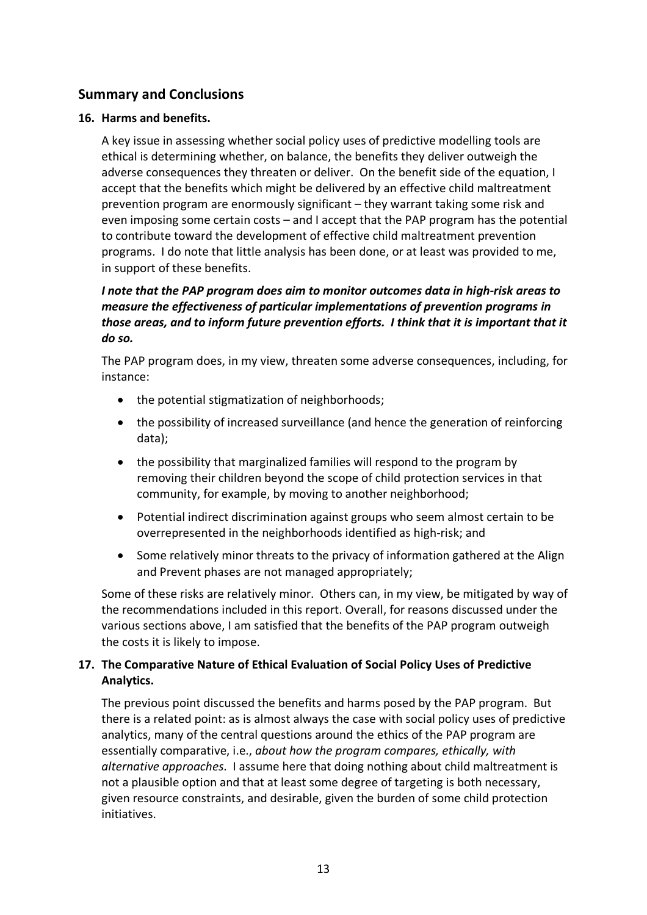## Summary and Conclusions

**16. Harms and benefits.**

A key issue in assessing whether social policy uses of predictive modelling tools are ethical is determining whether, on balance, the benefits they deliver outweigh the adverse consequences they threaten or deliver. On the benefit side of the equation, I accept that the benefits which might be delivered by an effective child maltreatment prevention program are enormously significant – they warrant taking some risk and even imposing some certain costs – and I accept that the PAP program has the potential to contribute toward the development of effective child maltreatment prevention programs. I do note that little analysis has been done, or at least was provided to me, in support of these benefits.

***I note that the PAP program does aim to monitor outcomes data in high-risk areas to measure the effectiveness of particular implementations of prevention programs in those areas, and to inform future prevention efforts. I think that it is important that it do so.***

The PAP program does, in my view, threaten some adverse consequences, including, for instance:

- the potential stigmatization of neighborhoods;
- the possibility of increased surveillance (and hence the generation of reinforcing data);
- the possibility that marginalized families will respond to the program by removing their children beyond the scope of child protection services in that community, for example, by moving to another neighborhood;
- Potential indirect discrimination against groups who seem almost certain to be overrepresented in the neighborhoods identified as high-risk; and
- Some relatively minor threats to the privacy of information gathered at the Align and Prevent phases are not managed appropriately;

Some of these risks are relatively minor. Others can, in my view, be mitigated by way of the recommendations included in this report. Overall, for reasons discussed under the various sections above, I am satisfied that the benefits of the PAP program outweigh the costs it is likely to impose.

**17. The Comparative Nature of Ethical Evaluation of Social Policy Uses of Predictive Analytics.**

The previous point discussed the benefits and harms posed by the PAP program. But there is a related point: as is almost always the case with social policy uses of predictive analytics, many of the central questions around the ethics of the PAP program are essentially comparative, i.e., *about how the program compares, ethically, with alternative approaches*. I assume here that doing nothing about child maltreatment is not a plausible option and that at least some degree of targeting is both necessary, given resource constraints, and desirable, given the burden of some child protection initiatives.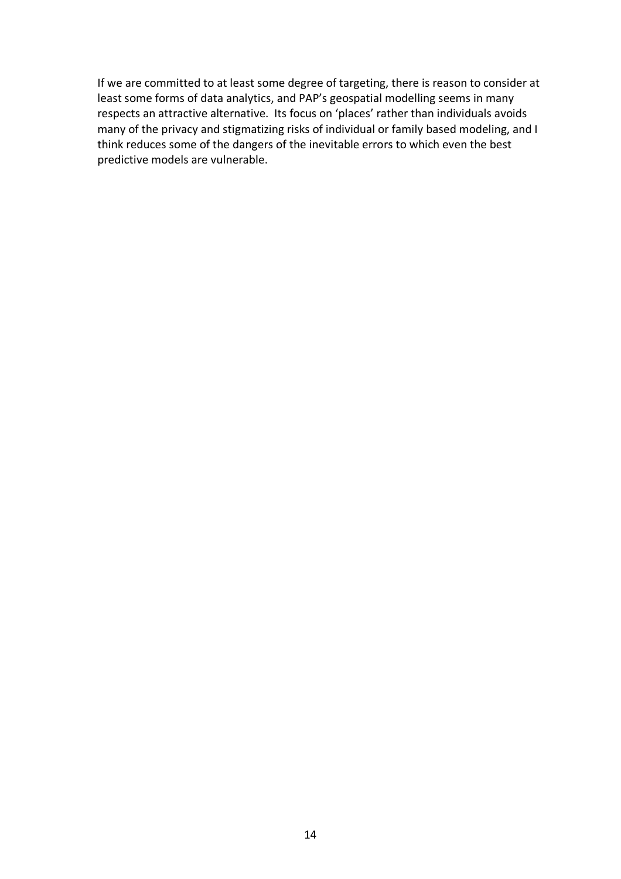If we are committed to at least some degree of targeting, there is reason to consider at least some forms of data analytics, and PAP's geospatial modelling seems in many respects an attractive alternative. Its focus on 'places' rather than individuals avoids many of the privacy and stigmatizing risks of individual or family based modeling, and I think reduces some of the dangers of the inevitable errors to which even the best predictive models are vulnerable.